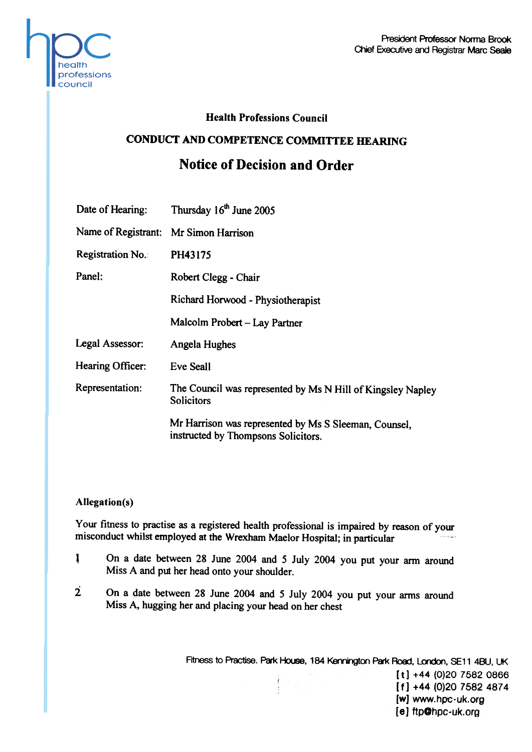President Professor Norma Brook
Chief Executive and Registrar Marc Seale

## Health Professions Council

## CONDUCT AND COMPETENCE COMMITTEE HEARING

# Notice of Decision and Order

| | |
|---|---|
| Date of Hearing: | Thursday 16th June 2005 |
| Name of Registrant: | Mr Simon Harrison |
| Registration No.: | PH43175 |
| Panel: | Robert Clegg - Chair |
| | Richard Horwood - Physiotherapist |
| | Malcolm Probert – Lay Partner |
| Legal Assessor: | Angela Hughes |
| Hearing Officer: | Eve Seall |
| Representation: | The Council was represented by Ms N Hill of Kingsley Napley Solicitors |
| | Mr Harrison was represented by Ms S Sleeman, Counsel, instructed by Thompsons Solicitors. |

**Allegation(s)**

Your fitness to practise as a registered health professional is impaired by reason of your misconduct whilst employed at the Wrexham Maelor Hospital; in particular

1. On a date between 28 June 2004 and 5 July 2004 you put your arm around Miss A and put her head onto your shoulder.
2. On a date between 28 June 2004 and 5 July 2004 you put your arms around Miss A, hugging her and placing your head on her chest

Fitness to Practise. Park House, 184 Kennington Park Road, London, SE11 4BU, UK
[t] +44 (0)20 7582 0866
[f] +44 (0)20 7582 4874
[w] www.hpc-uk.org
[e] ftp@hpc-uk.org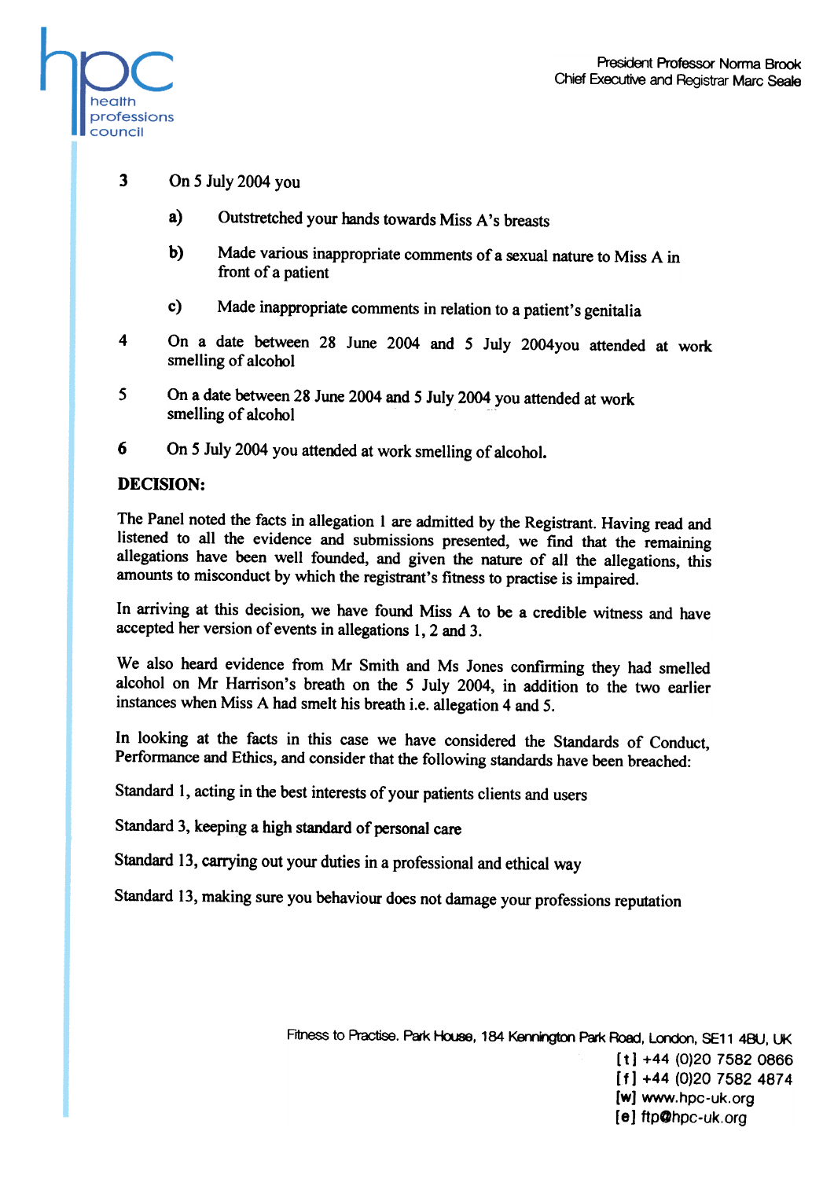3 On 5 July 2004 you

   a) Outstretched your hands towards Miss A's breasts

   b) Made various inappropriate comments of a sexual nature to Miss A in front of a patient

   c) Made inappropriate comments in relation to a patient's genitalia

4 On a date between 28 June 2004 and 5 July 2004you attended at work smelling of alcohol

5 On a date between 28 June 2004 and 5 July 2004 you attended at work smelling of alcohol

6 On 5 July 2004 you attended at work smelling of alcohol.

**DECISION:**

The Panel noted the facts in allegation 1 are admitted by the Registrant. Having read and listened to all the evidence and submissions presented, we find that the remaining allegations have been well founded, and given the nature of all the allegations, this amounts to misconduct by which the registrant's fitness to practise is impaired.

In arriving at this decision, we have found Miss A to be a credible witness and have accepted her version of events in allegations 1, 2 and 3.

We also heard evidence from Mr Smith and Ms Jones confirming they had smelled alcohol on Mr Harrison's breath on the 5 July 2004, in addition to the two earlier instances when Miss A had smelt his breath i.e. allegation 4 and 5.

In looking at the facts in this case we have considered the Standards of Conduct, Performance and Ethics, and consider that the following standards have been breached:

Standard 1, acting in the best interests of your patients clients and users

Standard 3, keeping a high standard of personal care

Standard 13, carrying out your duties in a professional and ethical way

Standard 13, making sure you behaviour does not damage your professions reputation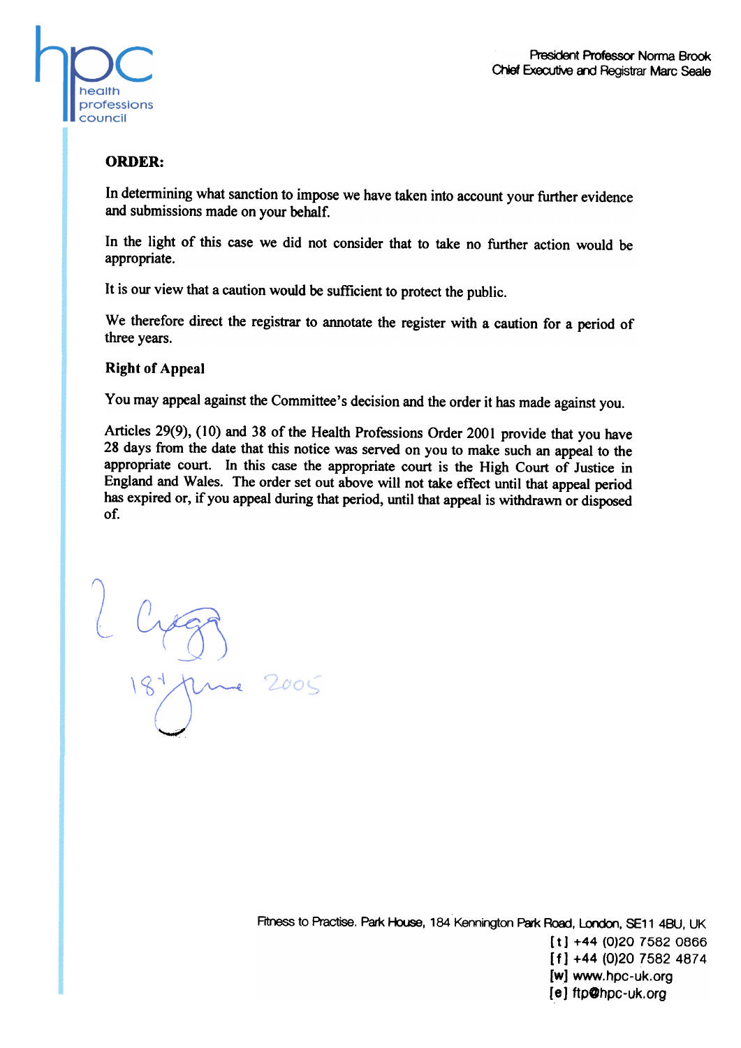**ORDER:**

In determining what sanction to impose we have taken into account your further evidence and submissions made on your behalf.

In the light of this case we did not consider that to take no further action would be appropriate.

It is our view that a caution would be sufficient to protect the public.

We therefore direct the registrar to annotate the register with a caution for a period of three years.

**Right of Appeal**

You may appeal against the Committee's decision and the order it has made against you.

Articles 29(9), (10) and 38 of the Health Professions Order 2001 provide that you have 28 days from the date that this notice was served on you to make such an appeal to the appropriate court. In this case the appropriate court is the High Court of Justice in England and Wales. The order set out above will not take effect until that appeal period has expired or, if you appeal during that period, until that appeal is withdrawn or disposed of.

18th June 2005